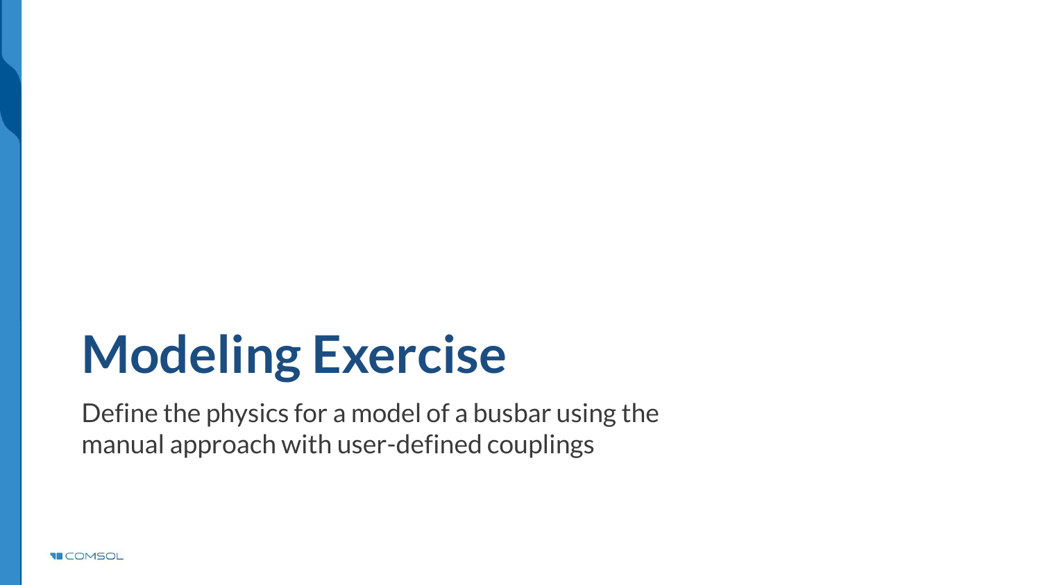# Modeling Exercise

Define the physics for a model of a busbar using the manual approach with user-defined couplings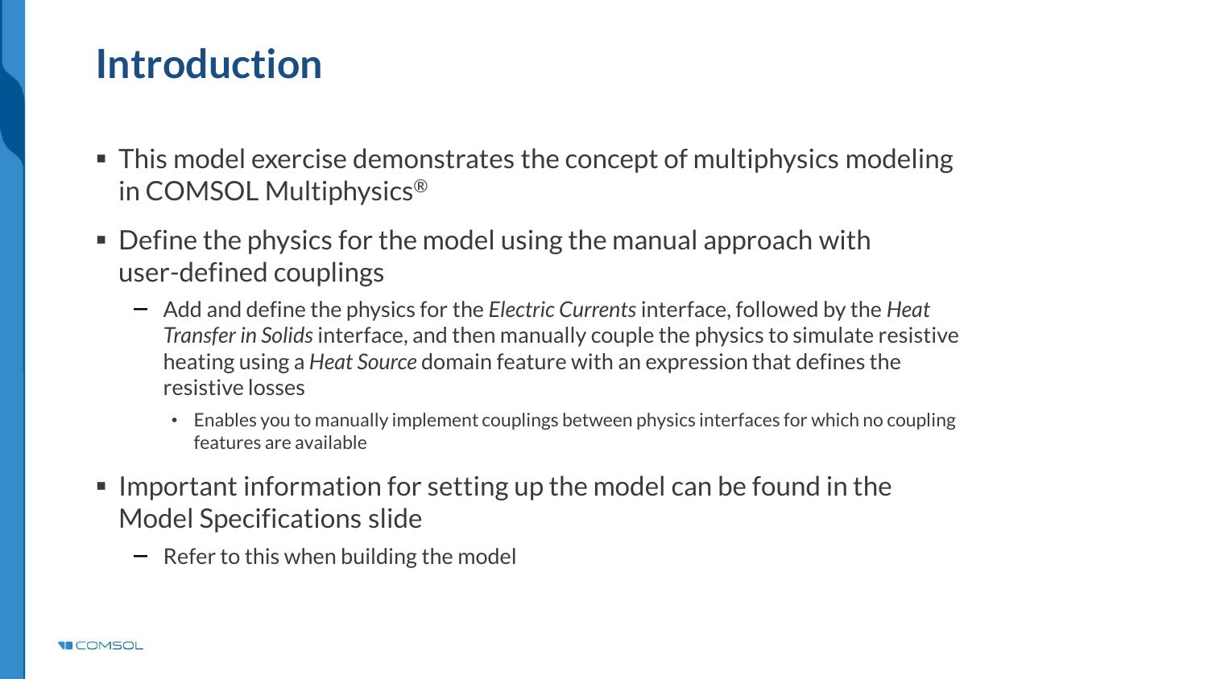# Introduction

- This model exercise demonstrates the concept of multiphysics modeling in COMSOL Multiphysics®
- Define the physics for the model using the manual approach with user-defined couplings
  - Add and define the physics for the *Electric Currents* interface, followed by the *Heat Transfer in Solids* interface, and then manually couple the physics to simulate resistive heating using a *Heat Source* domain feature with an expression that defines the resistive losses
    - Enables you to manually implement couplings between physics interfaces for which no coupling features are available
- Important information for setting up the model can be found in the Model Specifications slide
  - Refer to this when building the model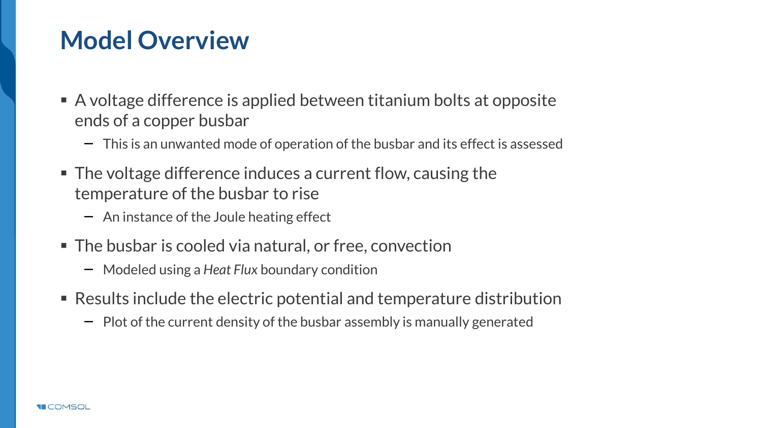# Model Overview

- A voltage difference is applied between titanium bolts at opposite ends of a copper busbar
  - This is an unwanted mode of operation of the busbar and its effect is assessed
- The voltage difference induces a current flow, causing the temperature of the busbar to rise
  - An instance of the Joule heating effect
- The busbar is cooled via natural, or free, convection
  - Modeled using a *Heat Flux* boundary condition
- Results include the electric potential and temperature distribution
  - Plot of the current density of the busbar assembly is manually generated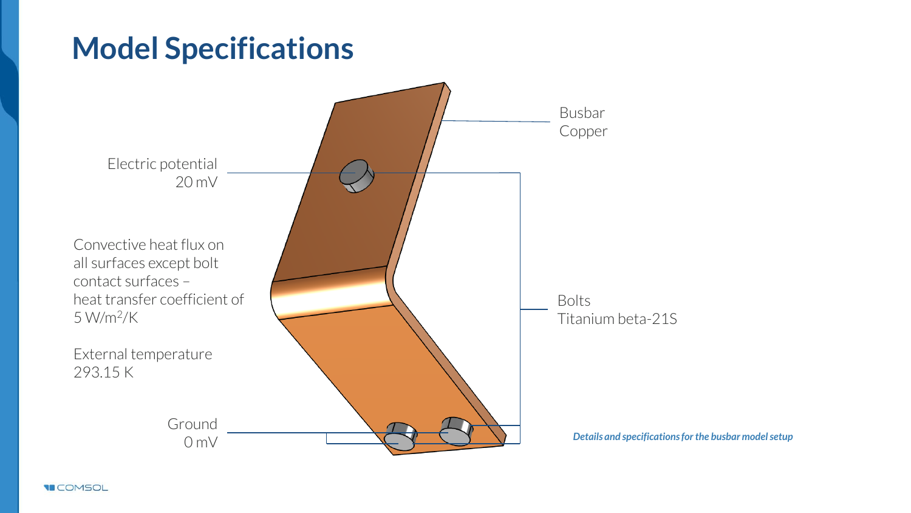# Model Specifications

Electric potential
20 mV

Convective heat flux on all surfaces except bolt contact surfaces – heat transfer coefficient of 5 W/m$^2$/K

External temperature
293.15 K

Ground
0 mV

Busbar
Copper

Bolts
Titanium beta-21S

***Details and specifications for the busbar model setup***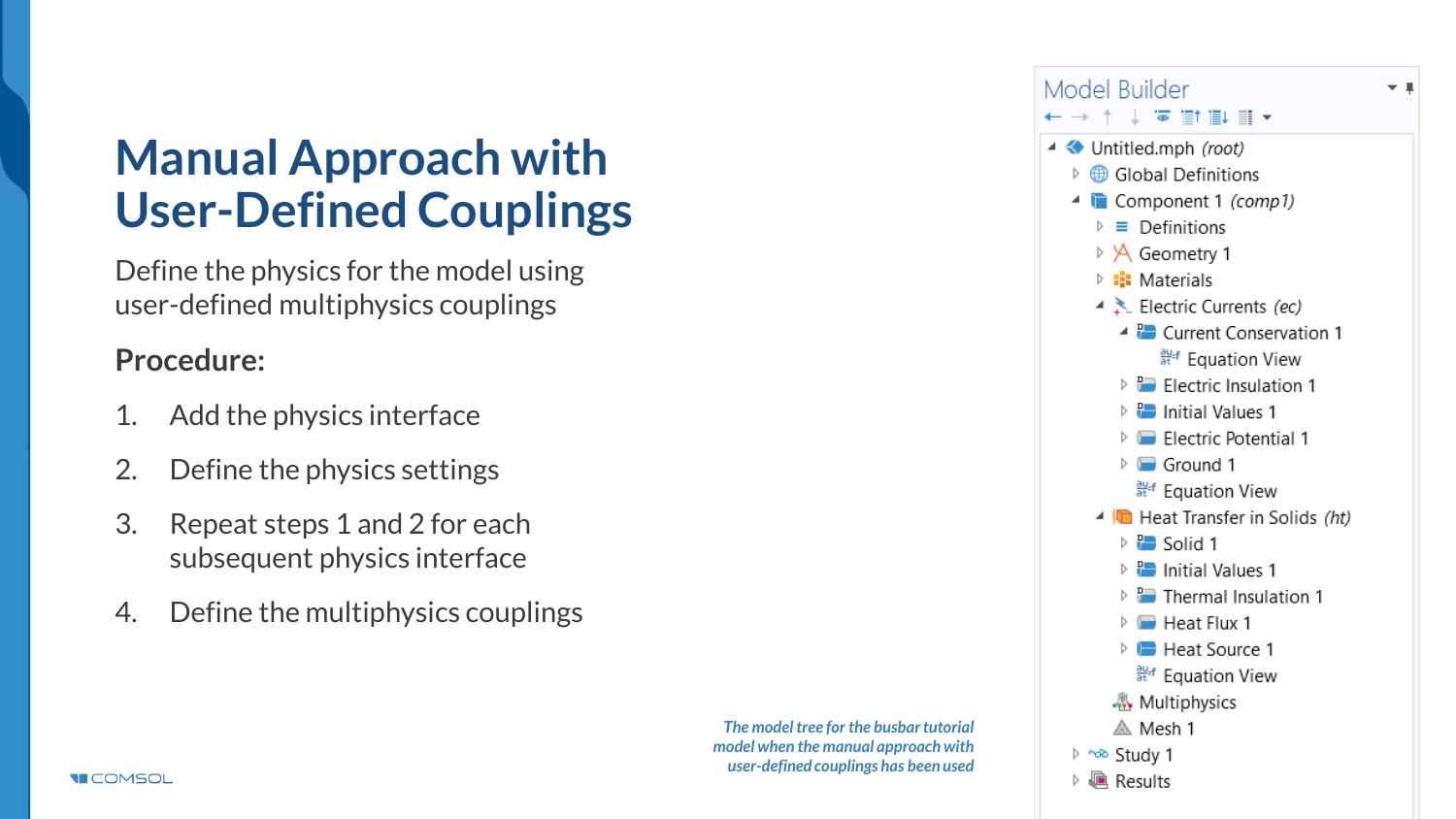# Manual Approach with User-Defined Couplings

Define the physics for the model using user-defined multiphysics couplings

**Procedure:**

1. Add the physics interface
2. Define the physics settings
3. Repeat steps 1 and 2 for each subsequent physics interface
4. Define the multiphysics couplings

Model Builder

- Untitled.mph *(root)*
  - Global Definitions
  - Component 1 *(comp1)*
    - Definitions
    - Geometry 1
    - Materials
    - Electric Currents *(ec)*
      - Current Conservation 1
        - Equation View
      - Electric Insulation 1
      - Initial Values 1
      - Electric Potential 1
      - Ground 1
      - Equation View
    - Heat Transfer in Solids *(ht)*
      - Solid 1
      - Initial Values 1
      - Thermal Insulation 1
      - Heat Flux 1
      - Heat Source 1
      - Equation View
    - Multiphysics
    - Mesh 1
  - Study 1
  - Results

*The model tree for the busbar tutorial model when the manual approach with user-defined couplings has been used*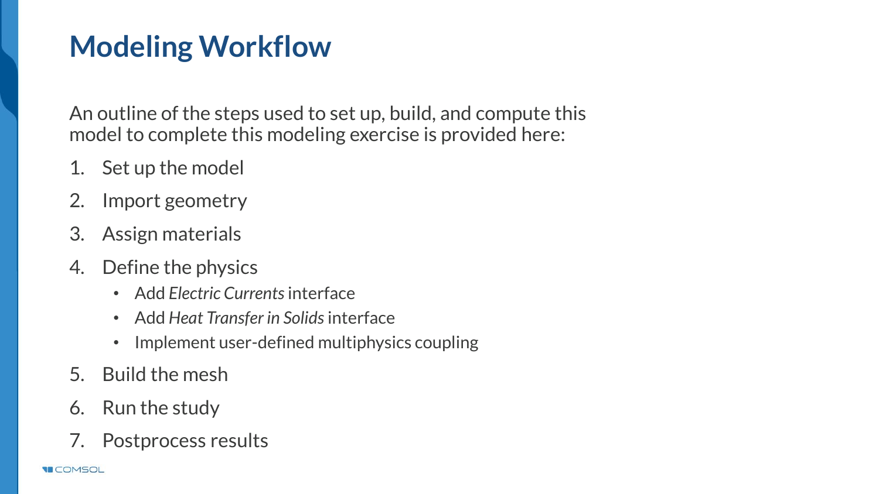# Modeling Workflow

An outline of the steps used to set up, build, and compute this model to complete this modeling exercise is provided here:

1. Set up the model
2. Import geometry
3. Assign materials
4. Define the physics
   - Add *Electric Currents* interface
   - Add *Heat Transfer in Solids* interface
   - Implement user-defined multiphysics coupling
5. Build the mesh
6. Run the study
7. Postprocess results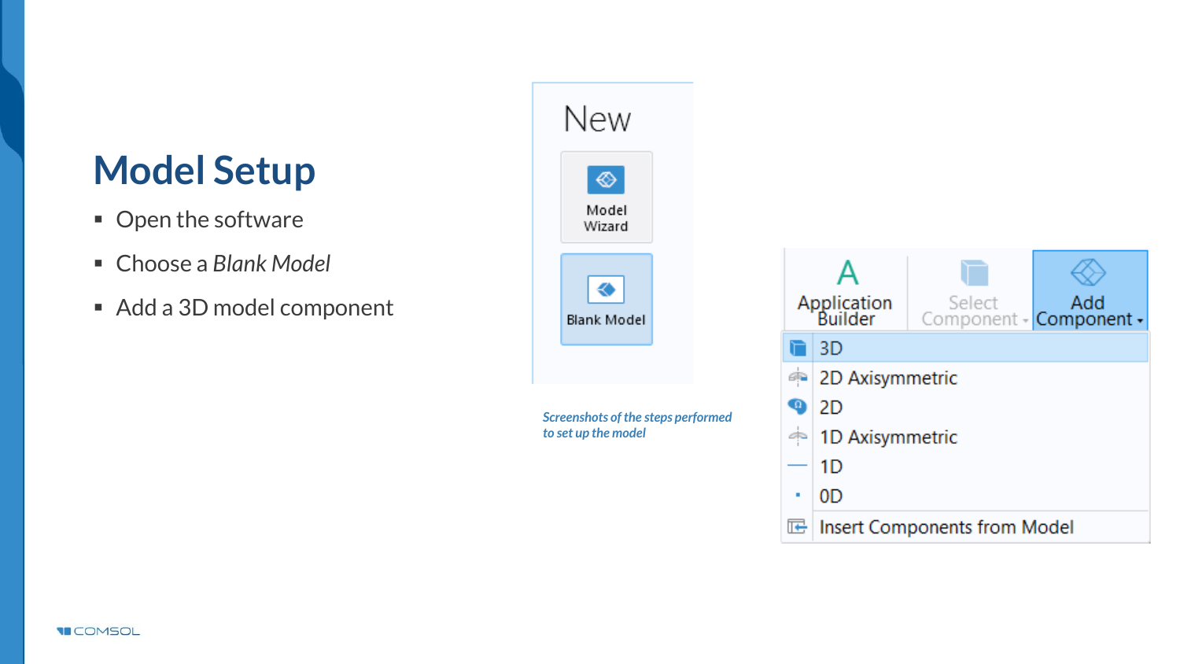# Model Setup

- Open the software
- Choose a *Blank Model*
- Add a 3D model component

*Screenshots of the steps performed to set up the model*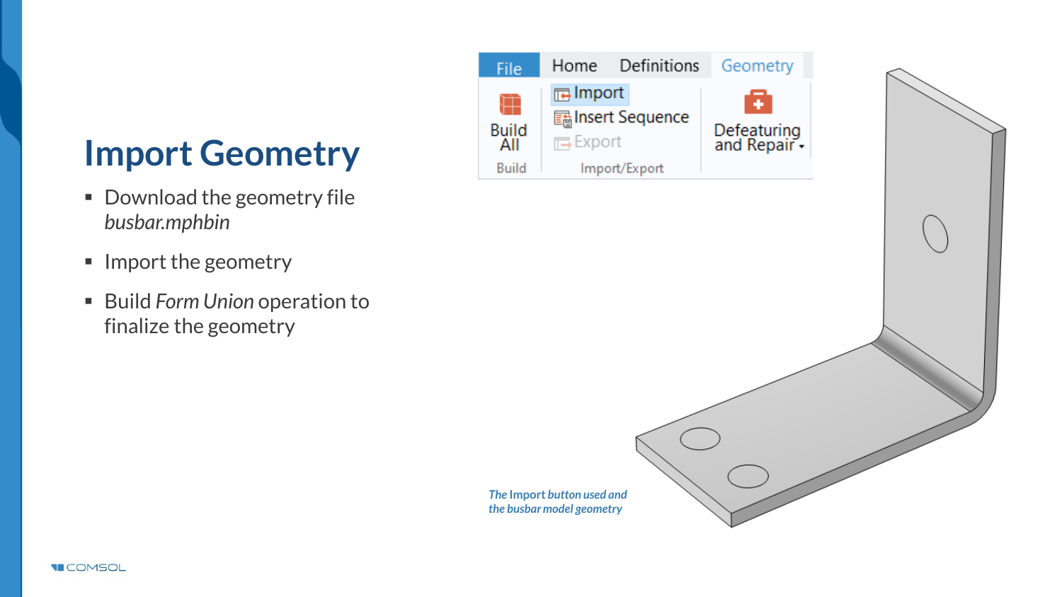# Import Geometry

- Download the geometry file *busbar.mphbin*
- Import the geometry
- Build *Form Union* operation to finalize the geometry

*The Import button used and the busbar model geometry*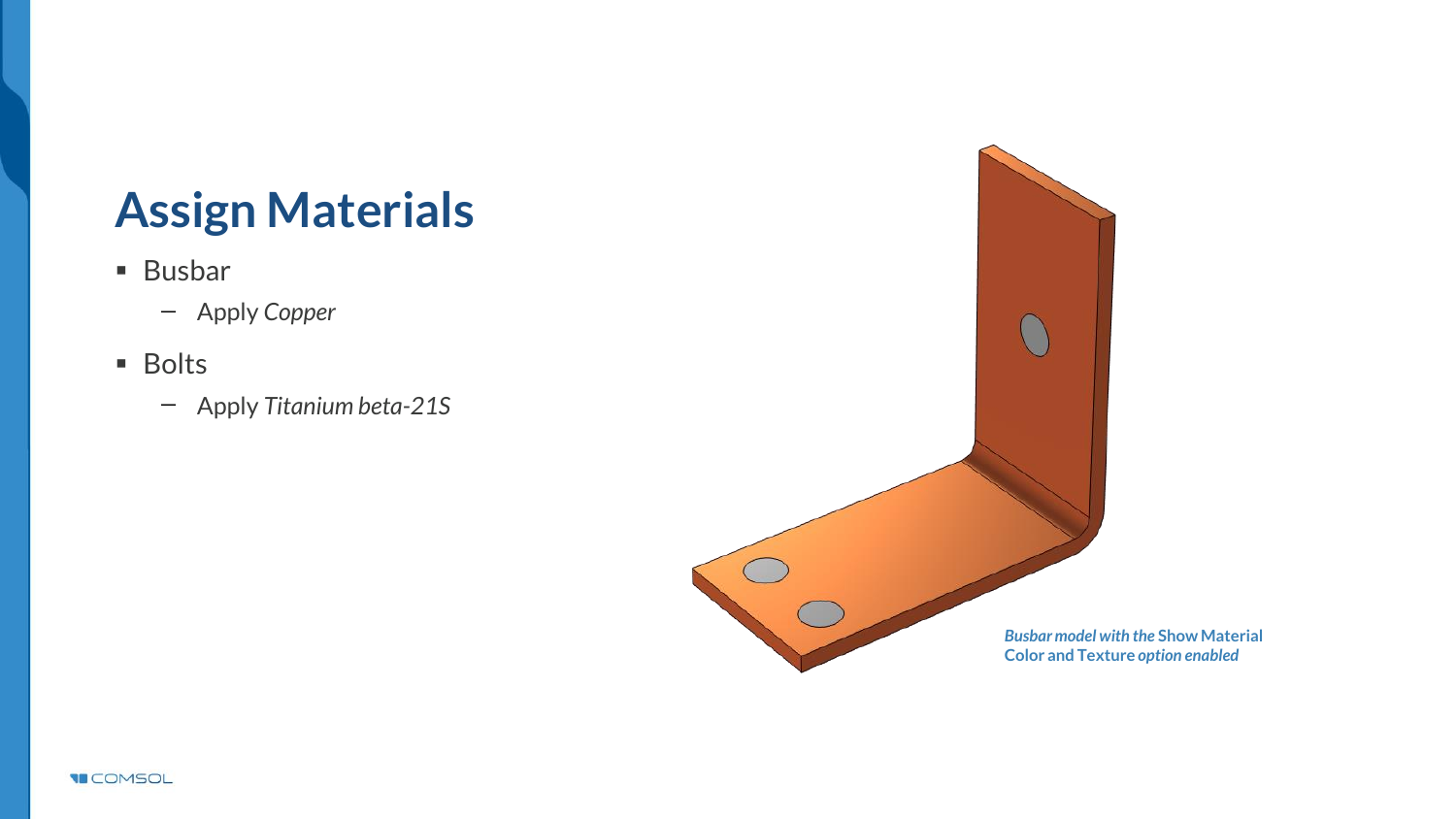# Assign Materials

- Busbar
  - Apply *Copper*
- Bolts
  - Apply *Titanium beta-21S*

*Busbar model with the* Show Material Color and Texture *option enabled*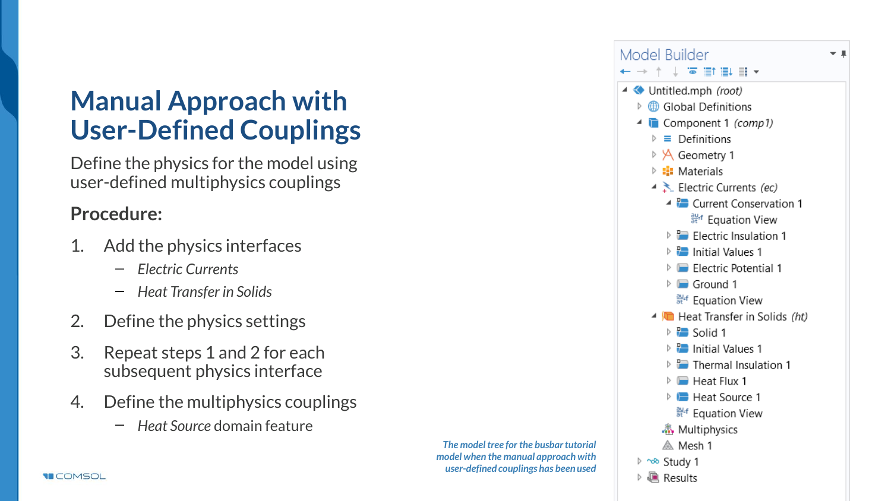# Manual Approach with User-Defined Couplings

Define the physics for the model using user-defined multiphysics couplings

**Procedure:**

1. Add the physics interfaces
   - *Electric Currents*
   - *Heat Transfer in Solids*
2. Define the physics settings
3. Repeat steps 1 and 2 for each subsequent physics interface
4. Define the multiphysics couplings
   - *Heat Source* domain feature

Model Builder

- Untitled.mph *(root)*
  - Global Definitions
  - Component 1 *(comp1)*
    - Definitions
    - Geometry 1
    - Materials
    - Electric Currents *(ec)*
      - Current Conservation 1
        - Equation View
      - Electric Insulation 1
      - Initial Values 1
      - Electric Potential 1
      - Ground 1
      - Equation View
    - Heat Transfer in Solids *(ht)*
      - Solid 1
      - Initial Values 1
      - Thermal Insulation 1
      - Heat Flux 1
      - Heat Source 1
      - Equation View
    - Multiphysics
    - Mesh 1
  - Study 1
  - Results

*The model tree for the busbar tutorial model when the manual approach with user-defined couplings has been used*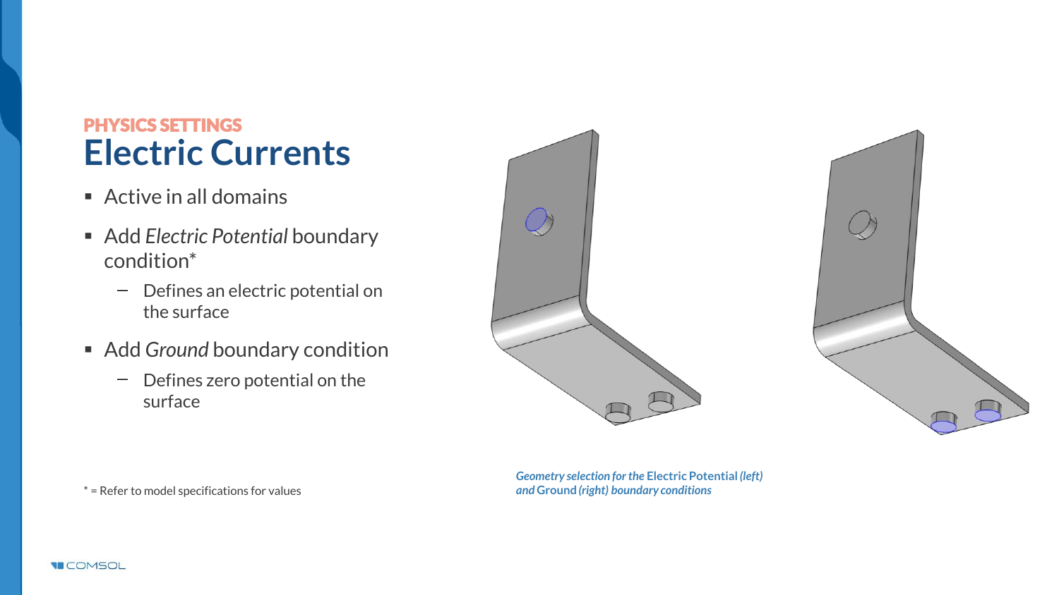PHYSICS SETTINGS

# Electric Currents

- Active in all domains
- Add *Electric Potential* boundary condition*
  - Defines an electric potential on the surface
- Add *Ground* boundary condition
  - Defines zero potential on the surface

* = Refer to model specifications for values

*Geometry selection for the* Electric Potential *(left) and* Ground *(right) boundary conditions*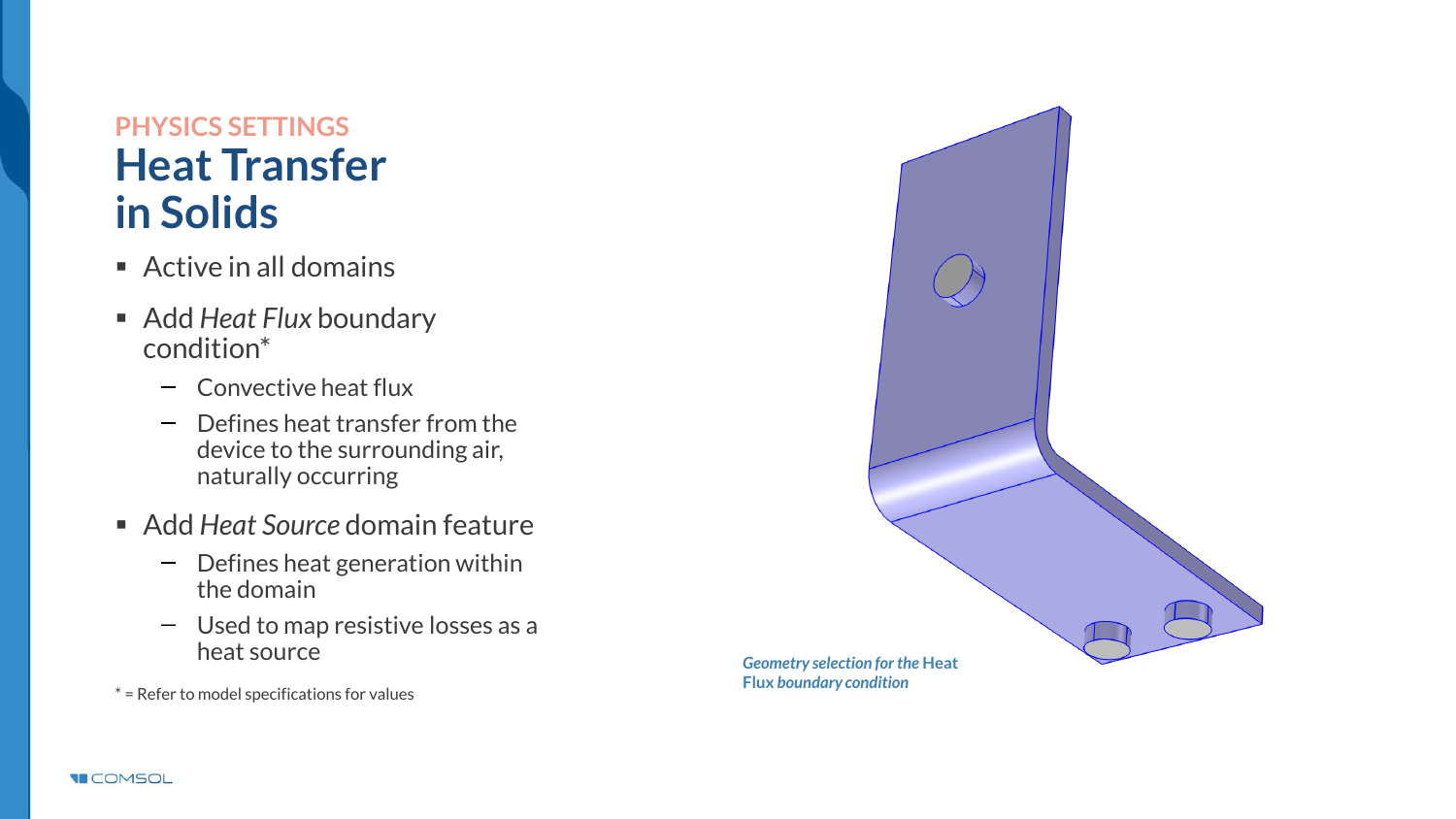PHYSICS SETTINGS

# Heat Transfer in Solids

- Active in all domains
- Add *Heat Flux* boundary condition*
  - Convective heat flux
  - Defines heat transfer from the device to the surrounding air, naturally occurring
- Add *Heat Source* domain feature
  - Defines heat generation within the domain
  - Used to map resistive losses as a heat source

* = Refer to model specifications for values

*Geometry selection for the* Heat Flux *boundary condition*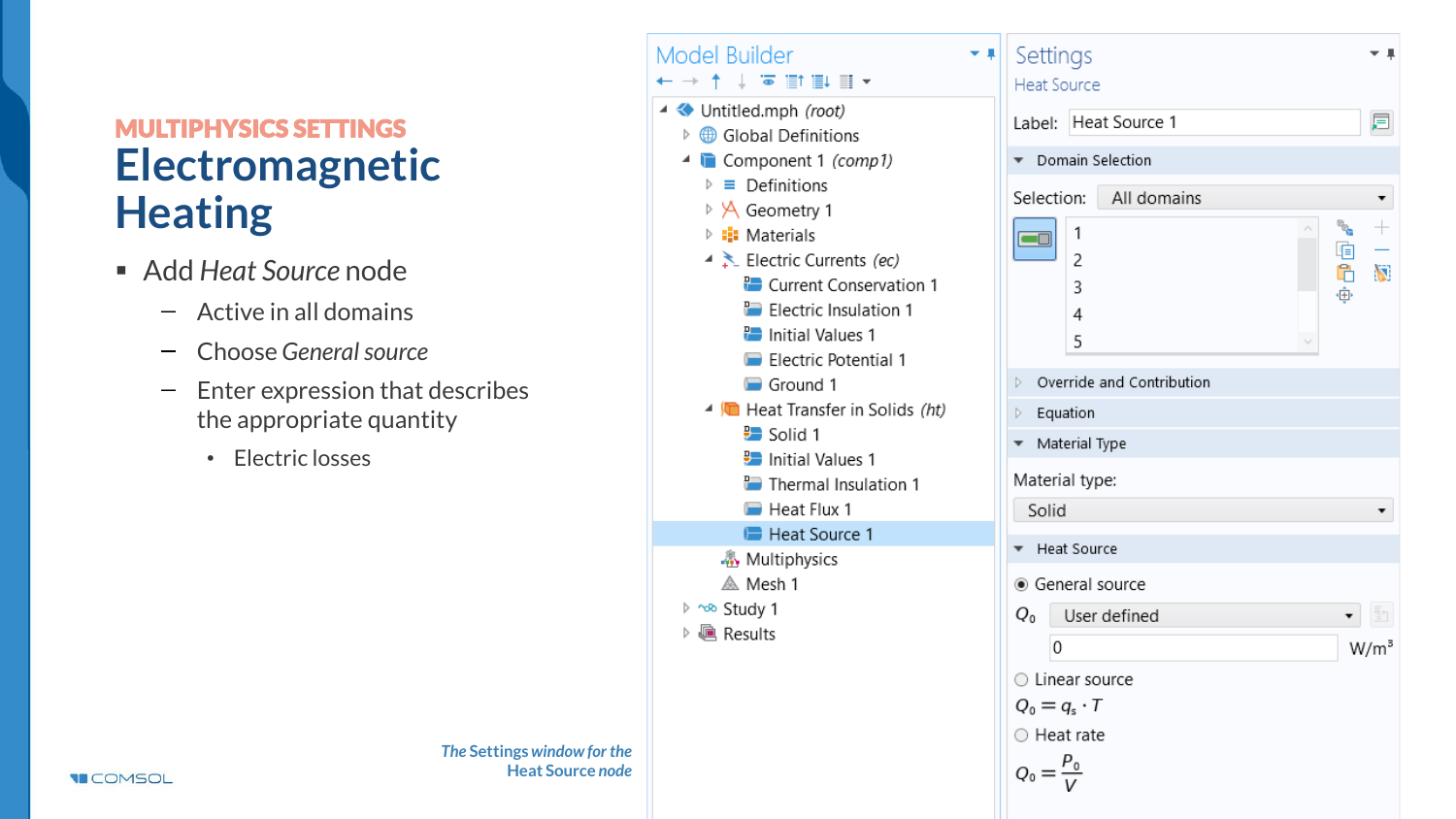MULTIPHYSICS SETTINGS

# Electromagnetic Heating

- Add *Heat Source* node
  - Active in all domains
  - Choose *General source*
  - Enter expression that describes the appropriate quantity
    - Electric losses

Model Builder

- Untitled.mph *(root)*
  - Global Definitions
  - Component 1 *(comp1)*
    - Definitions
    - Geometry 1
    - Materials
    - Electric Currents *(ec)*
      - Current Conservation 1
      - Electric Insulation 1
      - Initial Values 1
      - Electric Potential 1
      - Ground 1
    - Heat Transfer in Solids *(ht)*
      - Solid 1
      - Initial Values 1
      - Thermal Insulation 1
      - Heat Flux 1
      - Heat Source 1
    - Multiphysics
    - Mesh 1
  - Study 1
  - Results

Settings

Heat Source

Label: Heat Source 1

Domain Selection

Selection: All domains

1
2
3
4
5

Override and Contribution

Equation

Material Type

Material type:

Solid

Heat Source

- General source

$Q_0$ User defined

0 W/m³

- Linear source

$Q_0 = q_s \cdot T$

- Heat rate

$Q_0 = \frac{P_0}{V}$

*The Settings window for the Heat Source node*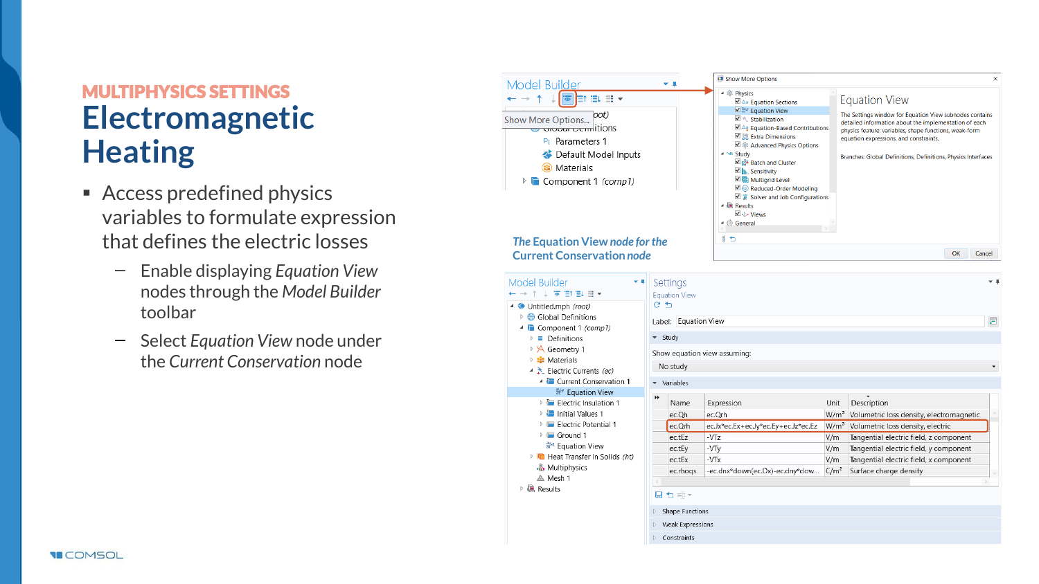MULTIPHYSICS SETTINGS

# Electromagnetic Heating

- Access predefined physics variables to formulate expression that defines the electric losses
  - Enable displaying *Equation View* nodes through the *Model Builder* toolbar
  - Select *Equation View* node under the *Current Conservation* node

*The Equation View node for the Current Conservation node*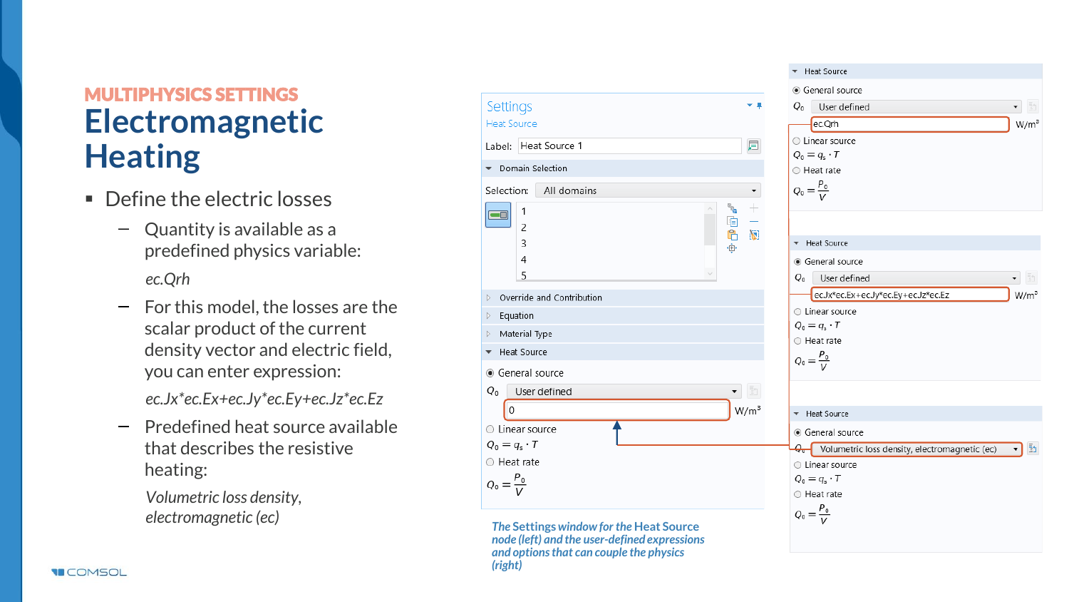MULTIPHYSICS SETTINGS

# Electromagnetic Heating

- Define the electric losses
  - Quantity is available as a predefined physics variable:

    *ec.Qrh*
  - For this model, the losses are the scalar product of the current density vector and electric field, you can enter expression:

    *ec.Jx*ec.Ex+ec.Jy*ec.Ey+ec.Jz*ec.Ez*
  - Predefined heat source available that describes the resistive heating:

    *Volumetric loss density, electromagnetic (ec)*

Settings
Heat Source

Label: Heat Source 1

Domain Selection

Selection: All domains

1
2
3
4
5

Override and Contribution

Equation

Material Type

Heat Source

General source

$Q_0$ User defined

0 W/m³

Linear source

$Q_0 = q_s \cdot T$

Heat rate

$Q_0 = \frac{P_0}{V}$

Heat Source

General source

$Q_0$ User defined

ec.Qrh W/m³

Linear source

$Q_0 = q_s \cdot T$

Heat rate

$Q_0 = \frac{P_0}{V}$

Heat Source

General source

$Q_0$ User defined

ec.Jx*ec.Ex+ec.Jy*ec.Ey+ec.Jz*ec.Ez W/m³

Linear source

$Q_0 = q_s \cdot T$

Heat rate

$Q_0 = \frac{P_0}{V}$

Heat Source

General source

$Q_0$ Volumetric loss density, electromagnetic (ec)

Linear source

$Q_0 = q_s \cdot T$

Heat rate

$Q_0 = \frac{P_0}{V}$

*The Settings window for the Heat Source node (left) and the user-defined expressions and options that can couple the physics (right)*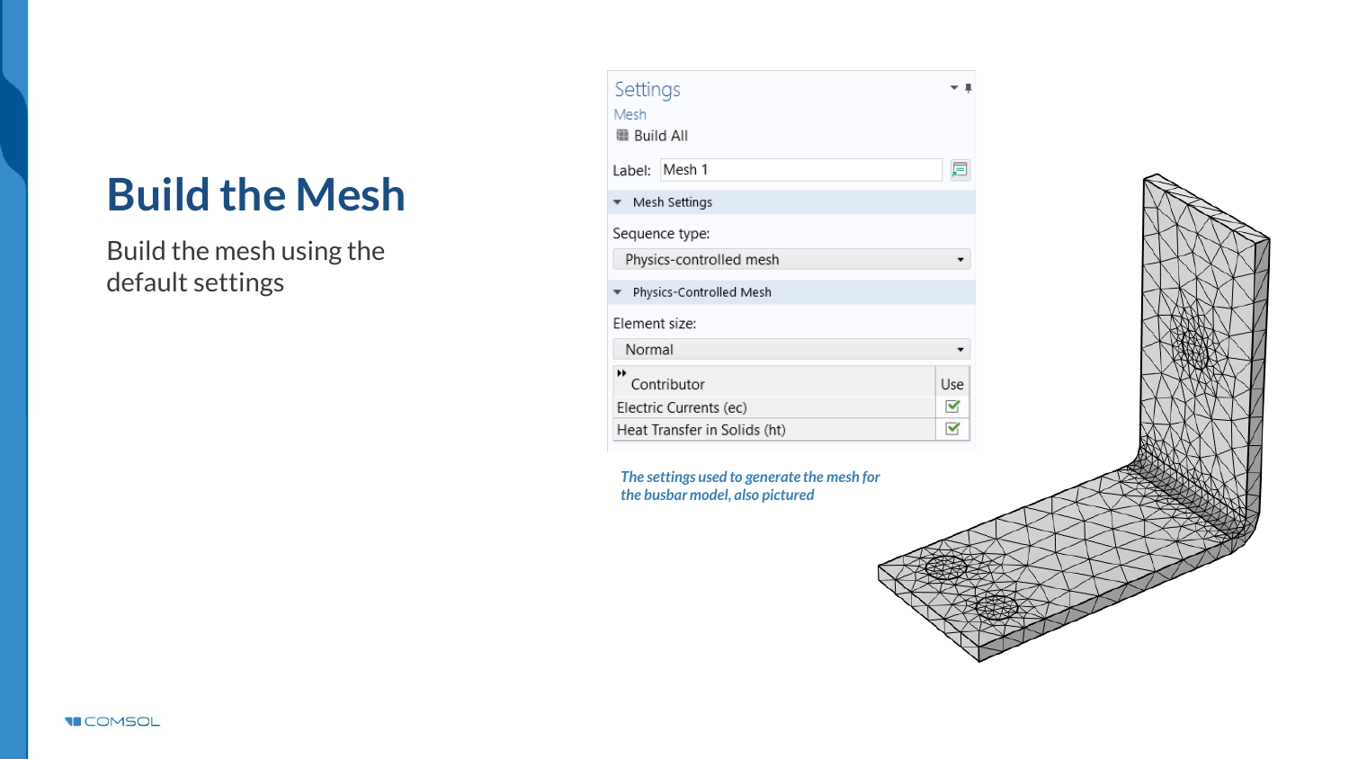# Build the Mesh

Build the mesh using the default settings

Settings
Mesh
Build All

Label: Mesh 1

Mesh Settings

Sequence type:
Physics-controlled mesh

Physics-Controlled Mesh

Element size:
Normal

| Contributor | Use |
|---|---|
| Electric Currents (ec) | ✓ |
| Heat Transfer in Solids (ht) | ✓ |

*The settings used to generate the mesh for the busbar model, also pictured*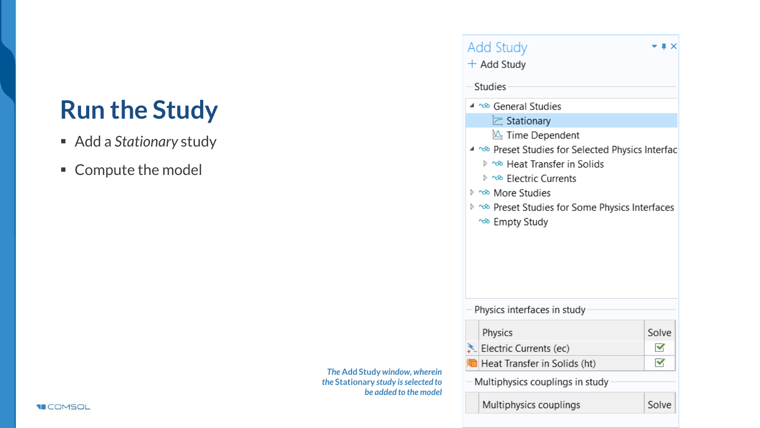# Run the Study

- Add a *Stationary* study
- Compute the model

Add Study

+ Add Study

Studies

- General Studies
  - Stationary
  - Time Dependent
- Preset Studies for Selected Physics Interfac
  - Heat Transfer in Solids
  - Electric Currents
- More Studies
- Preset Studies for Some Physics Interfaces
- Empty Study

Physics interfaces in study

| Physics | Solve |
|---|---|
| Electric Currents (ec) | ✓ |
| Heat Transfer in Solids (ht) | ✓ |

Multiphysics couplings in study

| Multiphysics couplings | Solve |
|---|---|

*The Add Study window, wherein the Stationary study is selected to be added to the model*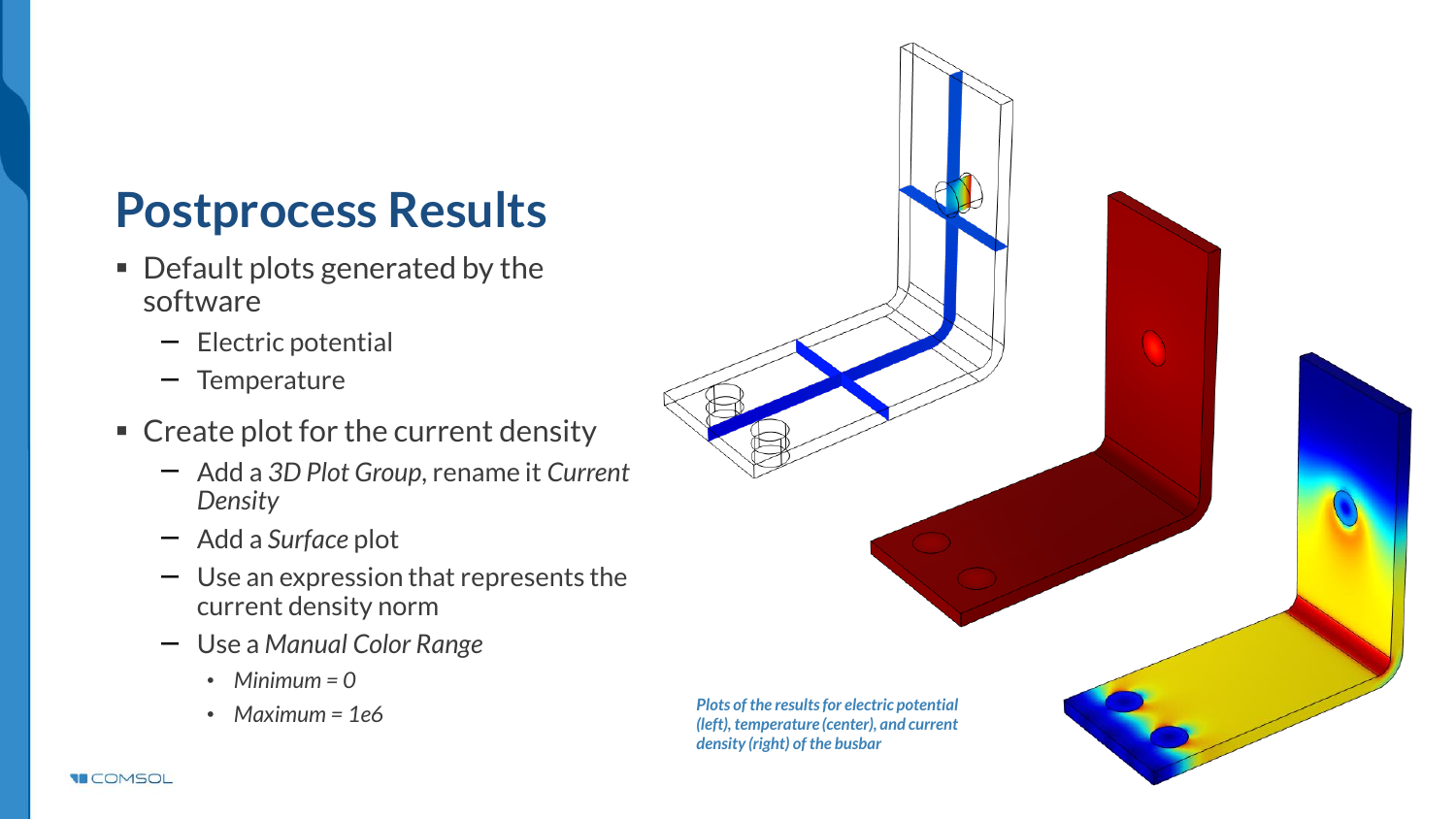# Postprocess Results

- Default plots generated by the software
  - Electric potential
  - Temperature
- Create plot for the current density
  - Add a *3D Plot Group*, rename it *Current Density*
  - Add a *Surface* plot
  - Use an expression that represents the current density norm
  - Use a *Manual Color Range*
    - *Minimum = 0*
    - *Maximum = 1e6*

*Plots of the results for electric potential (left), temperature (center), and current density (right) of the busbar*